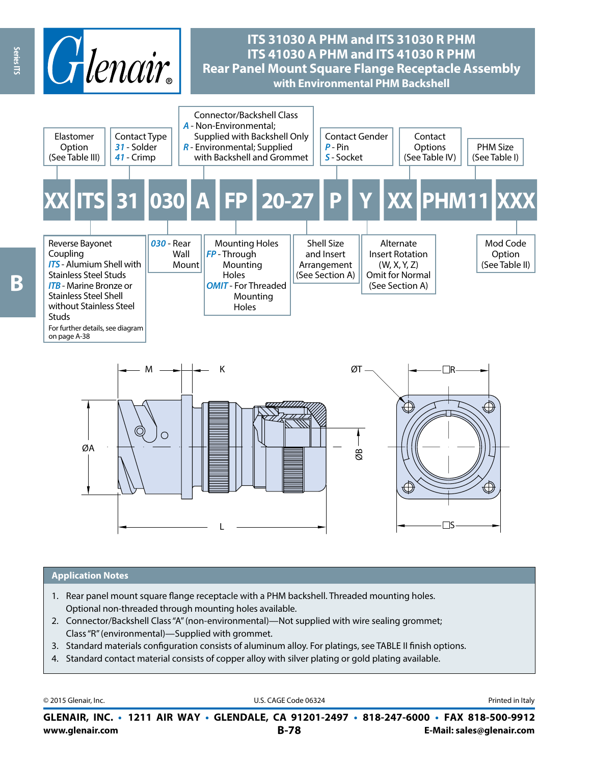# ITS 31030 A PHM and ITS 31030 R PHM
# ITS 41030 A PHM and ITS 41030 R PHM
## Rear Panel Mount Square Flange Receptacle Assembly with Environmental PHM Backshell

### Part Number Breakdown

**XX ITS 31 030 A FP 20-27 P Y XX PHM11 XXX**

| Field | Description |
|---|---|
| XX | Elastomer Option (See Table III) |
| ITS | Reverse Bayonet Coupling<br>*ITS* - Alumium Shell with Stainless Steel Studs<br>*ITB* - Marine Bronze or Stainless Steel Shell without Stainless Steel Studs<br>For further details, see diagram on page A-38 |
| 31 | Contact Type<br>*31* - Solder<br>*41* - Crimp |
| 030 | *030* - Rear Wall Mount |
| A | Connector/Backshell Class<br>*A* - Non-Environmental; Supplied with Backshell Only<br>*R* - Environmental; Supplied with Backshell and Grommet |
| FP | Mounting Holes<br>*FP* - Through Mounting Holes<br>*OMIT* - For Threaded Mounting Holes |
| 20-27 | Shell Size and Insert Arrangement (See Section A) |
| P | Contact Gender<br>*P* - Pin<br>*S* - Socket |
| Y | Alternate Insert Rotation (W, X, Y, Z) Omit for Normal (See Section A) |
| XX | Contact Options (See Table IV) |
| PHM11 | PHM Size (See Table I) |
| XXX | Mod Code Option (See Table II) |

Dimensions shown: M, K, ØA, L, ØB, ØT, □R, □S

### Application Notes

1. Rear panel mount square flange receptacle with a PHM backshell. Threaded mounting holes. Optional non-threaded through mounting holes available.
2. Connector/Backshell Class "A" (non-environmental)—Not supplied with wire sealing grommet; Class "R" (environmental)—Supplied with grommet.
3. Standard materials configuration consists of aluminum alloy. For platings, see TABLE II finish options.
4. Standard contact material consists of copper alloy with silver plating or gold plating available.

© 2015 Glenair, Inc. U.S. CAGE Code 06324 Printed in Italy

**GLENAIR, INC. • 1211 AIR WAY • GLENDALE, CA 91201-2497 • 818-247-6000 • FAX 818-500-9912**
**www.glenair.com** **E-Mail: sales@glenair.com**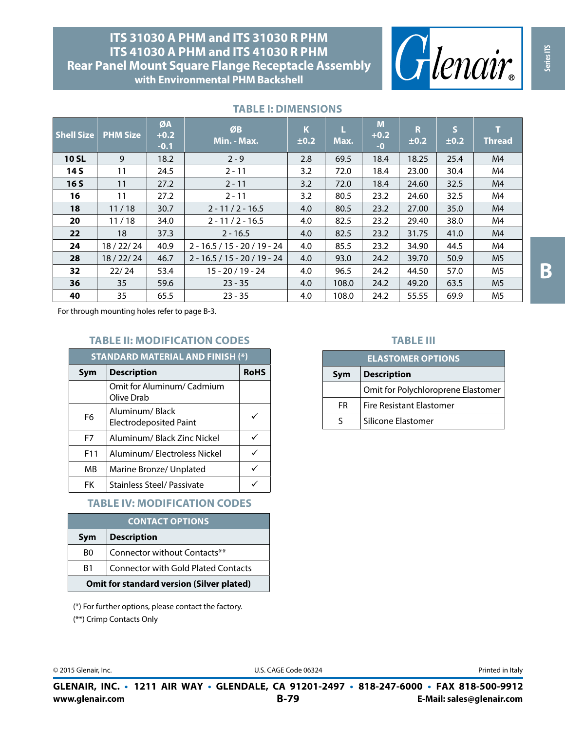# ITS 31030 A PHM and ITS 31030 R PHM
# ITS 41030 A PHM and ITS 41030 R PHM
# Rear Panel Mount Square Flange Receptacle Assembly with Environmental PHM Backshell

## TABLE I: DIMENSIONS

| Shell Size | PHM Size | ØA +0.2 -0.1 | ØB Min. - Max. | K ±0.2 | L Max. | M +0.2 -0 | R ±0.2 | S ±0.2 | T Thread |
|---|---|---|---|---|---|---|---|---|---|
| **10 SL** | 9 | 18.2 | 2 - 9 | 2.8 | 69.5 | 18.4 | 18.25 | 25.4 | M4 |
| **14 S** | 11 | 24.5 | 2 - 11 | 3.2 | 72.0 | 18.4 | 23.00 | 30.4 | M4 |
| **16 S** | 11 | 27.2 | 2 - 11 | 3.2 | 72.0 | 18.4 | 24.60 | 32.5 | M4 |
| **16** | 11 | 27.2 | 2 - 11 | 3.2 | 80.5 | 23.2 | 24.60 | 32.5 | M4 |
| **18** | 11 / 18 | 30.7 | 2 - 11 / 2 - 16.5 | 4.0 | 80.5 | 23.2 | 27.00 | 35.0 | M4 |
| **20** | 11 / 18 | 34.0 | 2 - 11 / 2 - 16.5 | 4.0 | 82.5 | 23.2 | 29.40 | 38.0 | M4 |
| **22** | 18 | 37.3 | 2 - 16.5 | 4.0 | 82.5 | 23.2 | 31.75 | 41.0 | M4 |
| **24** | 18 / 22/ 24 | 40.9 | 2 - 16.5 / 15 - 20 / 19 - 24 | 4.0 | 85.5 | 23.2 | 34.90 | 44.5 | M4 |
| **28** | 18 / 22/ 24 | 46.7 | 2 - 16.5 / 15 - 20 / 19 - 24 | 4.0 | 93.0 | 24.2 | 39.70 | 50.9 | M5 |
| **32** | 22/ 24 | 53.4 | 15 - 20 / 19 - 24 | 4.0 | 96.5 | 24.2 | 44.50 | 57.0 | M5 |
| **36** | 35 | 59.6 | 23 - 35 | 4.0 | 108.0 | 24.2 | 49.20 | 63.5 | M5 |
| **40** | 35 | 65.5 | 23 - 35 | 4.0 | 108.0 | 24.2 | 55.55 | 69.9 | M5 |

For through mounting holes refer to page B-3.

## TABLE II: MODIFICATION CODES

| STANDARD MATERIAL AND FINISH (*) | | |
|---|---|---|
| **Sym** | **Description** | **RoHS** |
| | Omit for Aluminum/ Cadmium Olive Drab | |
| F6 | Aluminum/ Black Electrodeposited Paint | ✓ |
| F7 | Aluminum/ Black Zinc Nickel | ✓ |
| F11 | Aluminum/ Electroless Nickel | ✓ |
| MB | Marine Bronze/ Unplated | ✓ |
| FK | Stainless Steel/ Passivate | ✓ |

## TABLE III

| ELASTOMER OPTIONS | |
|---|---|
| **Sym** | **Description** |
| | Omit for Polychloroprene Elastomer |
| FR | Fire Resistant Elastomer |
| S | Silicone Elastomer |

## TABLE IV: MODIFICATION CODES

| CONTACT OPTIONS | |
|---|---|
| **Sym** | **Description** |
| B0 | Connector without Contacts** |
| B1 | Connector with Gold Plated Contacts |
| **Omit for standard version (Silver plated)** | |

(*) For further options, please contact the factory.

(**) Crimp Contacts Only